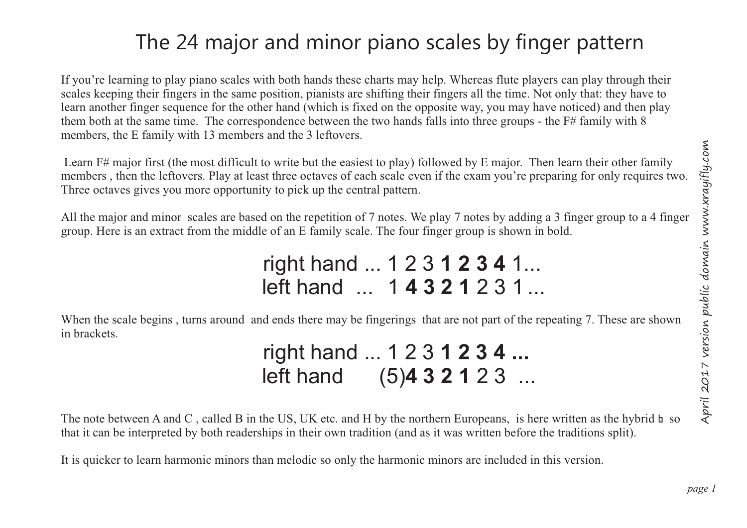# The 24 major and minor piano scales by finger pattern

If you're learning to play piano scales with both hands these charts may help. Whereas flute players can play through their scales keeping their fingers in the same position, pianists are shifting their fingers all the time. Not only that: they have to learn another finger sequence for the other hand (which is fixed on the opposite way, you may have noticed) and then play them both at the same time. The correspondence between the two hands falls into three groups - the F# family with 8 members, the E family with 13 members and the 3 leftovers.

Learn F# major first (the most difficult to write but the easiest to play) followed by E major. Then learn their other family members , then the leftovers. Play at least three octaves of each scale even if the exam you're preparing for only requires two. Three octaves gives you more opportunity to pick up the central pattern.

All the major and minor scales are based on the repetition of 7 notes. We play 7 notes by adding a 3 finger group to a 4 finger group. Here is an extract from the middle of an E family scale. The four finger group is shown in bold.

right hand ... 1 2 3 **1 2 3 4** 1...
left hand ... 1 **4 3 2 1** 2 3 1 ...

When the scale begins , turns around and ends there may be fingerings that are not part of the repeating 7. These are shown in brackets.

right hand ... 1 2 3 **1 2 3 4 ...**
left hand (5)**4 3 2 1** 2 3 ...

The note between A and C , called B in the US, UK etc. and H by the northern Europeans, is here written as the hybrid ♮ so that it can be interpreted by both readerships in their own tradition (and as it was written before the traditions split).

It is quicker to learn harmonic minors than melodic so only the harmonic minors are included in this version.

*April 2017 version public domain www.xrayifly.com*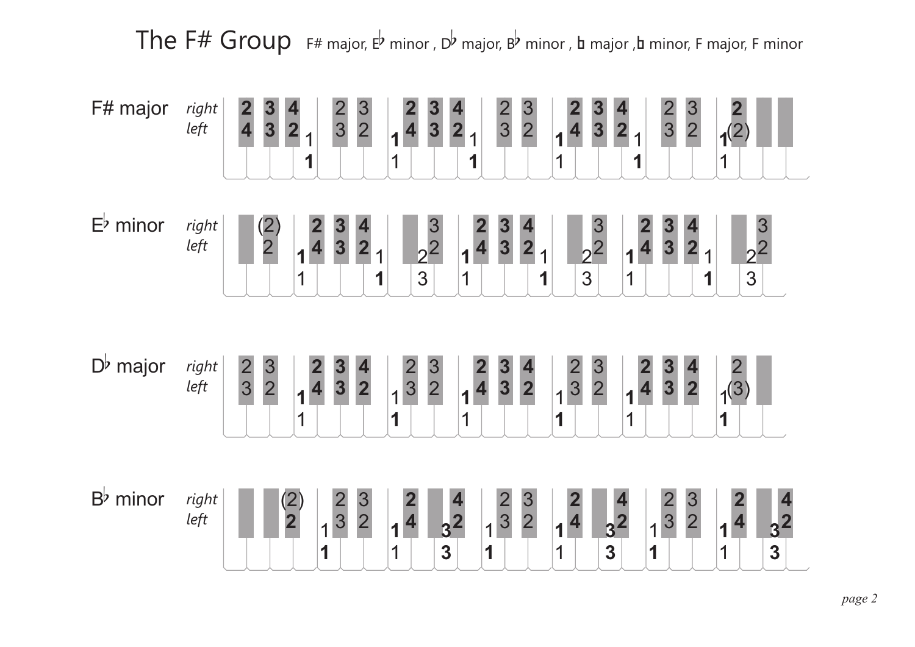# The F# Group

F# major, E♭ minor, D♭ major, B♭ minor, B major, B minor, F major, F minor

**F# major**

*right*
*left*

**E♭ minor**

*right*
*left*

**D♭ major**

*right*
*left*

**B♭ minor**

*right*
*left*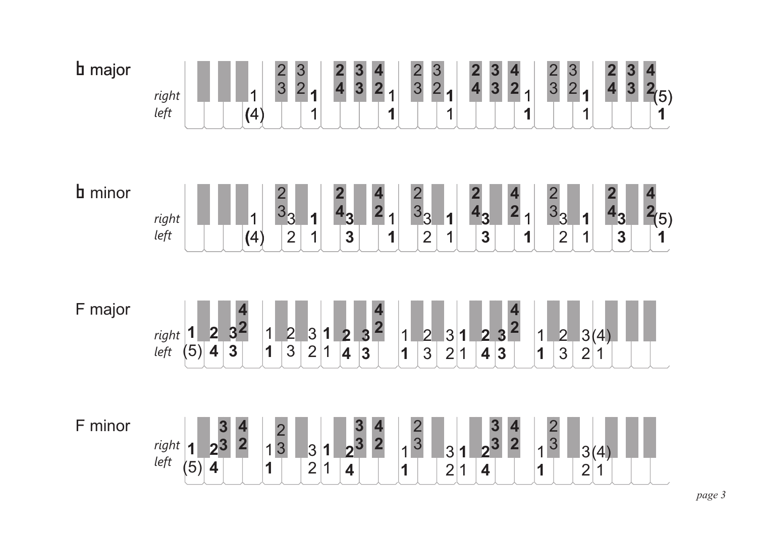## b major

*right* 1 &nbsp; 2 3 &nbsp; 3 2 &nbsp; 1 &nbsp; 2 4 &nbsp; 3 3 &nbsp; 4 2 &nbsp; 1 &nbsp; 2 3 &nbsp; 3 2 &nbsp; 1 &nbsp; 2 4 &nbsp; 3 3 &nbsp; 4 2 &nbsp; 1 &nbsp; 2 3 &nbsp; 3 2 &nbsp; 1 &nbsp; 2 4 &nbsp; 3 3 &nbsp; 4 2 (5)

*left* (4) &nbsp; 1 &nbsp; 1 &nbsp; 1 &nbsp; 1 &nbsp; 1 &nbsp; 1

## b minor

*right* 1 &nbsp; 2 3 &nbsp; 3 &nbsp; 1 &nbsp; 2 4 &nbsp; 3 &nbsp; 4 2 &nbsp; 1 &nbsp; 2 3 &nbsp; 3 &nbsp; 1 &nbsp; 2 4 &nbsp; 3 &nbsp; 4 2 &nbsp; 1 &nbsp; 2 3 &nbsp; 3 &nbsp; 1 &nbsp; 2 4 &nbsp; 3 &nbsp; 4 2 (5)

*left* (4) &nbsp; 2 &nbsp; 1 &nbsp; 3 &nbsp; 1 &nbsp; 2 &nbsp; 1 &nbsp; 3 &nbsp; 1 &nbsp; 2 &nbsp; 1 &nbsp; 3 &nbsp; 1

## F major

*right* 1 &nbsp; 2 &nbsp; 3 &nbsp; 4 2 &nbsp; 1 &nbsp; 2 &nbsp; 3 &nbsp; 1 &nbsp; 2 &nbsp; 3 &nbsp; 4 2 &nbsp; 1 &nbsp; 2 &nbsp; 3 &nbsp; 1 &nbsp; 2 &nbsp; 3 &nbsp; 4 2 &nbsp; 1 &nbsp; 2 &nbsp; 3 (4)

*left* (5) &nbsp; 4 &nbsp; 3 &nbsp; 1 &nbsp; 3 &nbsp; 2 &nbsp; 1 &nbsp; 4 &nbsp; 3 &nbsp; 1 &nbsp; 3 &nbsp; 2 &nbsp; 1 &nbsp; 4 &nbsp; 3 &nbsp; 1 &nbsp; 3 &nbsp; 2 &nbsp; 1

## F minor

*right* 1 &nbsp; 2 &nbsp; 3 3 &nbsp; 4 2 &nbsp; 1 &nbsp; 2 3 &nbsp; 3 &nbsp; 1 &nbsp; 2 &nbsp; 3 3 &nbsp; 4 2 &nbsp; 1 &nbsp; 2 3 &nbsp; 3 &nbsp; 1 &nbsp; 2 &nbsp; 3 3 &nbsp; 4 2 &nbsp; 1 &nbsp; 2 3 &nbsp; 3 (4)

*left* (5) &nbsp; 4 &nbsp; 1 &nbsp; 2 &nbsp; 1 &nbsp; 4 &nbsp; 1 &nbsp; 2 &nbsp; 1 &nbsp; 4 &nbsp; 1 &nbsp; 2 &nbsp; 1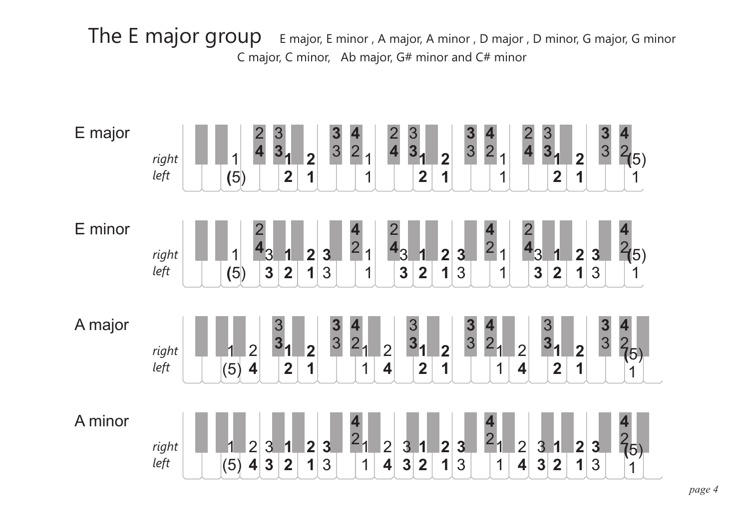# The E major group

E major, E minor , A major, A minor , D major , D minor, G major, G minor C major, C minor, Ab major, G# minor and C# minor

E major

*right*
*left*

E minor

*right*
*left*

A major

*right*
*left*

A minor

*right*
*left*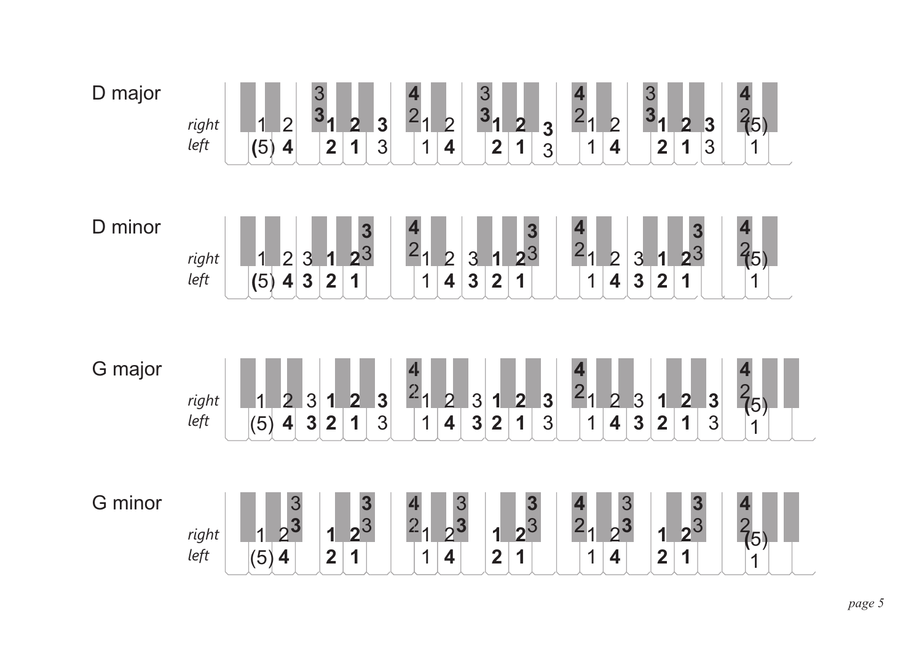## D major

*right* 1 2 3 1 2 3 4 1 2 3 1 2 3 4 1 2 3 1 2 3 4 (5)

*left* (5) 4 3 2 1 3 2 1 4 3 2 1 3 2 1 4 3 2 1 3 2 1

## D minor

*right* 1 2 3 1 2 3 4 1 2 3 1 2 3 4 1 2 3 1 2 3 4 (5)

*left* (5) 4 3 2 1 3 2 1 4 3 2 1 3 2 1 4 3 2 1 3 2 1

## G major

*right* 1 2 3 1 2 3 4 1 2 3 1 2 3 4 1 2 3 1 2 3 4 (5)

*left* (5) 4 3 2 1 3 2 1 4 3 2 1 3 2 1 4 3 2 1 3 2 1

## G minor

*right* 1 2 3 1 2 3 4 1 2 3 1 2 3 4 1 2 3 1 2 3 4 (5)

*left* (5) 4 3 2 1 3 2 1 4 3 2 1 3 2 1 4 3 2 1 3 2 1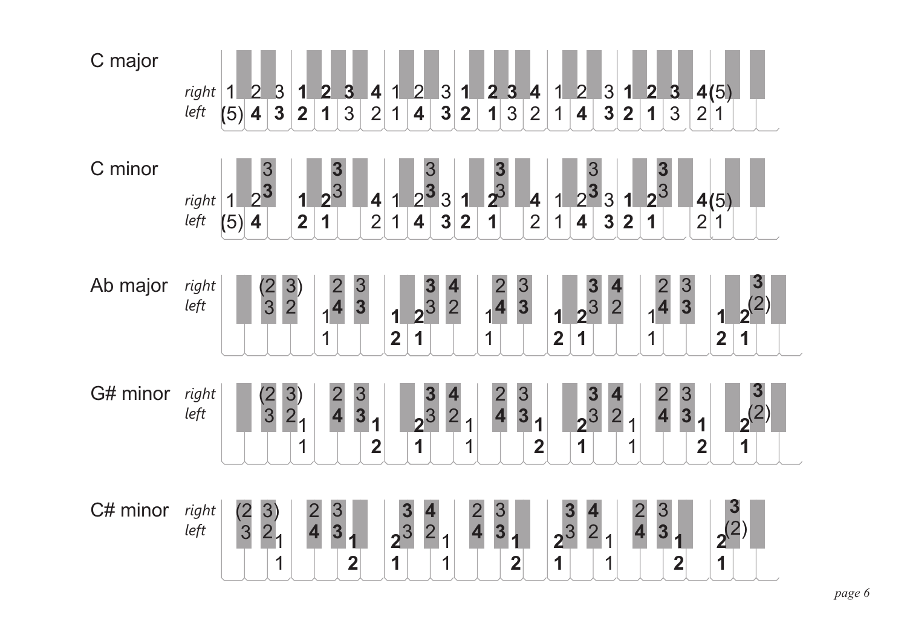C major

*right* 1 2 3 **1 2 3 4** 1 2 3 **1 2 3 4** 1 2 3 **1 2 3 4**(5)
*left* (5) **4 3 2 1** 3 2 1 **4 3 2 1** 3 2 1 **4 3 2 1** 3 2 1

C minor

*right*
*left*

Ab major

*right*
*left*

G# minor

*right*
*left*

C# minor

*right*
*left*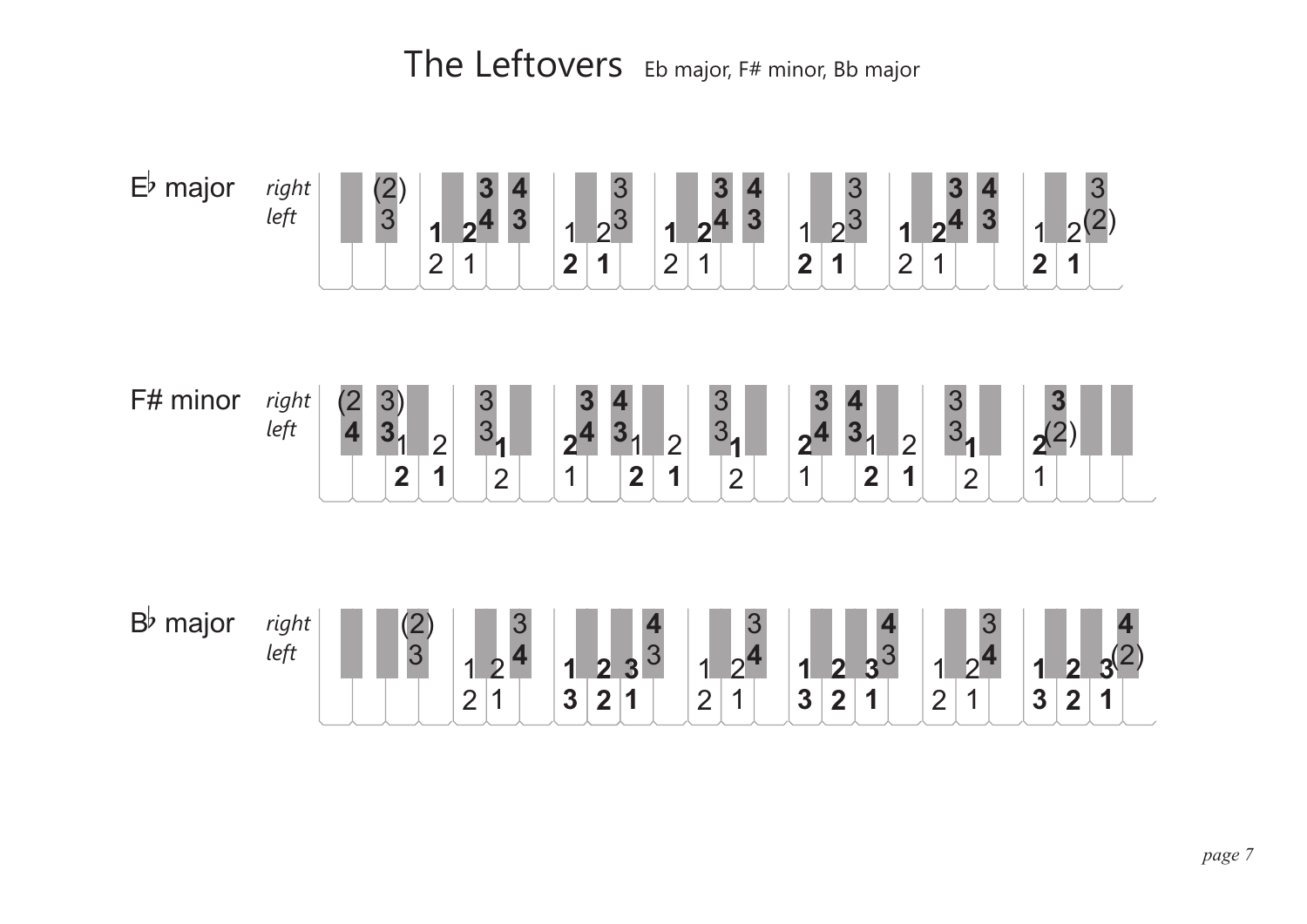# The Leftovers

Eb major, F# minor, Bb major

E♭ major *right* *left*

F# minor *right* *left*

B♭ major *right* *left*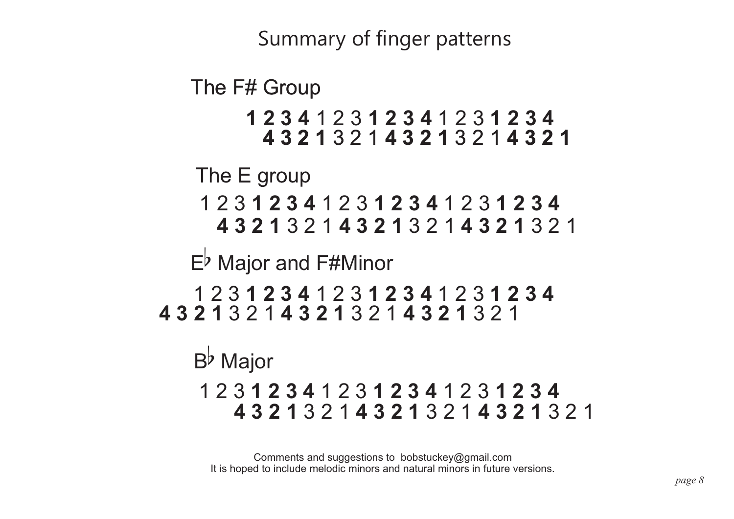# Summary of finger patterns

## The F# Group

**1 2 3 4** 1 2 3 **1 2 3 4** 1 2 3 **1 2 3 4**
**4 3 2 1** 3 2 1 **4 3 2 1** 3 2 1 **4 3 2 1**

## The E group

1 2 3 **1 2 3 4** 1 2 3 **1 2 3 4** 1 2 3 **1 2 3 4**
**4 3 2 1** 3 2 1 **4 3 2 1** 3 2 1 **4 3 2 1** 3 2 1

## E♭ Major and F#Minor

1 2 3 **1 2 3 4** 1 2 3 **1 2 3 4** 1 2 3 **1 2 3 4**
**4 3 2 1** 3 2 1 **4 3 2 1** 3 2 1 **4 3 2 1** 3 2 1

## B♭ Major

1 2 3 **1 2 3 4** 1 2 3 **1 2 3 4** 1 2 3 **1 2 3 4**
**4 3 2 1** 3 2 1 **4 3 2 1** 3 2 1 **4 3 2 1** 3 2 1

Comments and suggestions to bobstuckey@gmail.com
It is hoped to include melodic minors and natural minors in future versions.